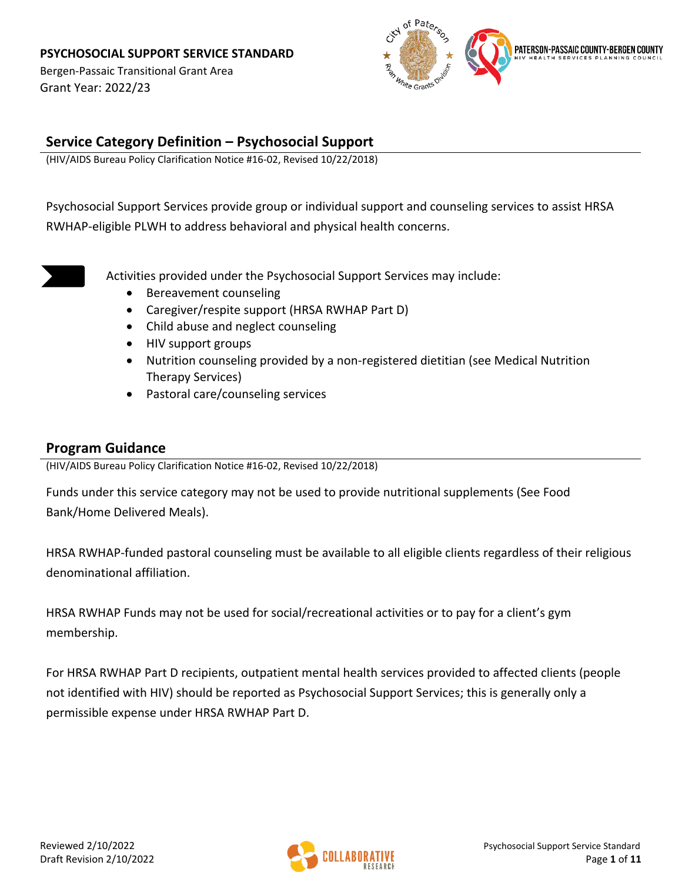**PSYCHOSOCIAL SUPPORT SERVICE STANDARD**

Bergen-Passaic Transitional Grant Area

Grant Year: 2022/23

## Service Category Definition – Psychosocial Support

(HIV/AIDS Bureau Policy Clarification Notice #16-02, Revised 10/22/2018)

Psychosocial Support Services provide group or individual support and counseling services to assist HRSA RWHAP-eligible PLWH to address behavioral and physical health concerns.

Activities provided under the Psychosocial Support Services may include:

- Bereavement counseling
- Caregiver/respite support (HRSA RWHAP Part D)
- Child abuse and neglect counseling
- HIV support groups
- Nutrition counseling provided by a non-registered dietitian (see Medical Nutrition Therapy Services)
- Pastoral care/counseling services

## Program Guidance

(HIV/AIDS Bureau Policy Clarification Notice #16-02, Revised 10/22/2018)

Funds under this service category may not be used to provide nutritional supplements (See Food Bank/Home Delivered Meals).

HRSA RWHAP-funded pastoral counseling must be available to all eligible clients regardless of their religious denominational affiliation.

HRSA RWHAP Funds may not be used for social/recreational activities or to pay for a client's gym membership.

For HRSA RWHAP Part D recipients, outpatient mental health services provided to affected clients (people not identified with HIV) should be reported as Psychosocial Support Services; this is generally only a permissible expense under HRSA RWHAP Part D.

Reviewed 2/10/2022

Draft Revision 2/10/2022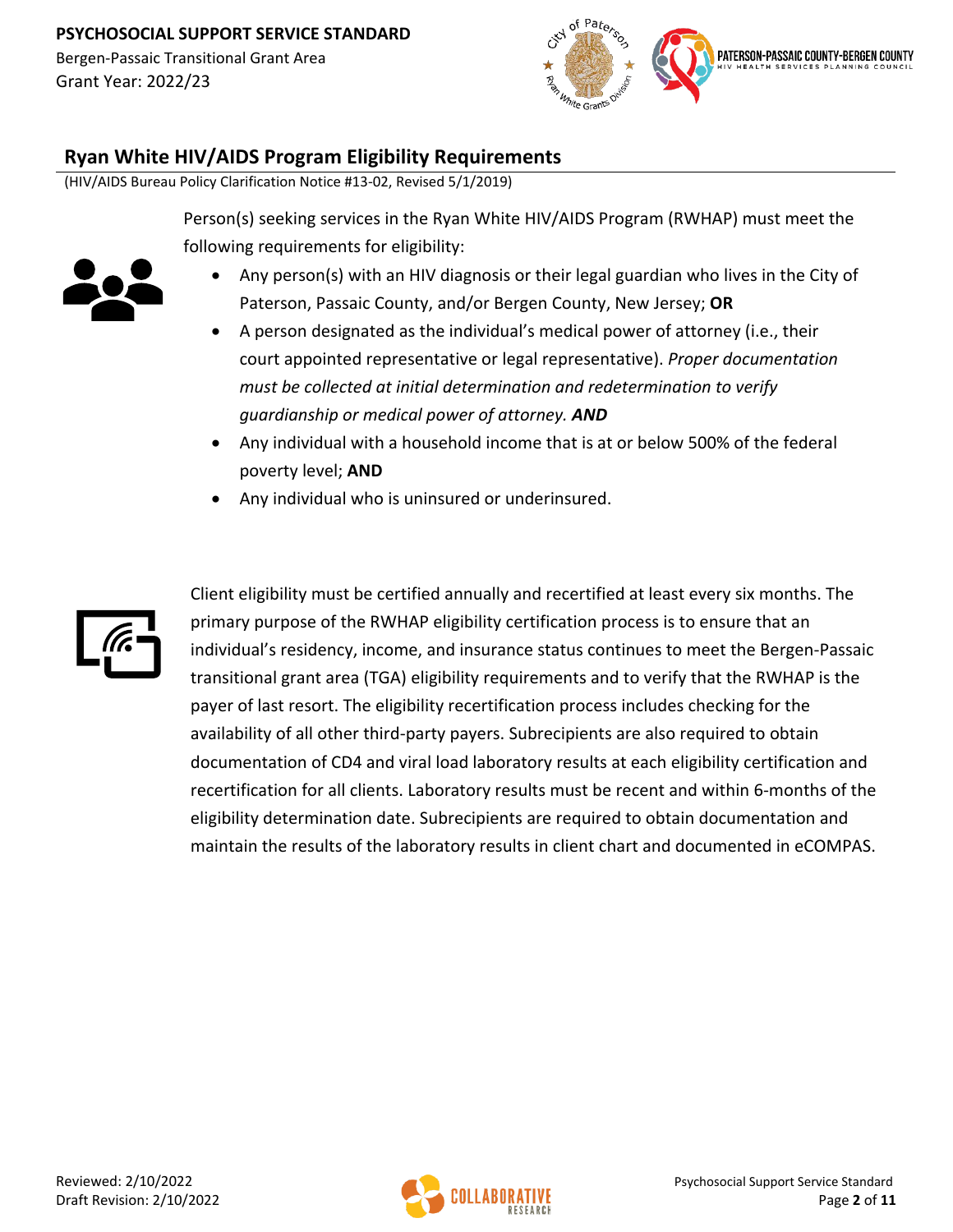## Ryan White HIV/AIDS Program Eligibility Requirements

(HIV/AIDS Bureau Policy Clarification Notice #13-02, Revised 5/1/2019)

Person(s) seeking services in the Ryan White HIV/AIDS Program (RWHAP) must meet the following requirements for eligibility:

- Any person(s) with an HIV diagnosis or their legal guardian who lives in the City of Paterson, Passaic County, and/or Bergen County, New Jersey; **OR**
- A person designated as the individual's medical power of attorney (i.e., their court appointed representative or legal representative). *Proper documentation must be collected at initial determination and redetermination to verify guardianship or medical power of attorney.* ***AND***
- Any individual with a household income that is at or below 500% of the federal poverty level; **AND**
- Any individual who is uninsured or underinsured.

Client eligibility must be certified annually and recertified at least every six months. The primary purpose of the RWHAP eligibility certification process is to ensure that an individual's residency, income, and insurance status continues to meet the Bergen-Passaic transitional grant area (TGA) eligibility requirements and to verify that the RWHAP is the payer of last resort. The eligibility recertification process includes checking for the availability of all other third-party payers. Subrecipients are also required to obtain documentation of CD4 and viral load laboratory results at each eligibility certification and recertification for all clients. Laboratory results must be recent and within 6-months of the eligibility determination date. Subrecipients are required to obtain documentation and maintain the results of the laboratory results in client chart and documented in eCOMPAS.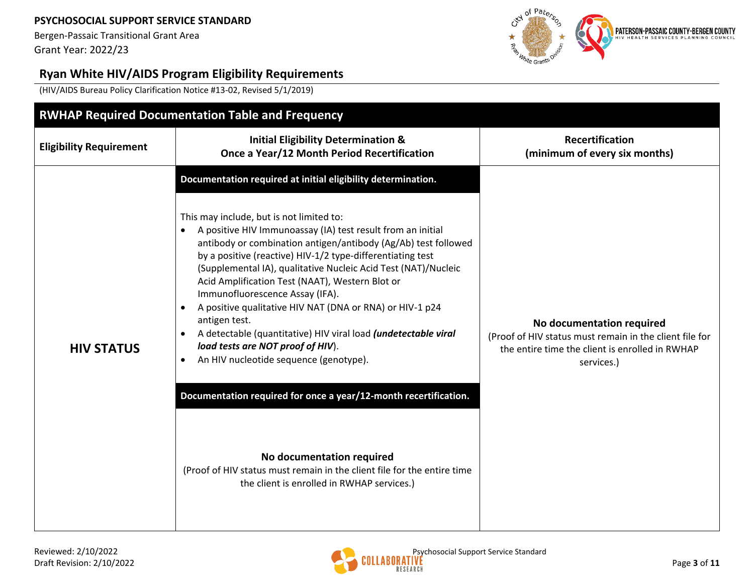## Ryan White HIV/AIDS Program Eligibility Requirements

(HIV/AIDS Bureau Policy Clarification Notice #13-02, Revised 5/1/2019)

| RWHAP Required Documentation Table and Frequency | | |
|---|---|---|
| **Eligibility Requirement** | **Initial Eligibility Determination & Once a Year/12 Month Period Recertification** | **Recertification (minimum of every six months)** |
| **HIV STATUS** | **Documentation required at initial eligibility determination.**<br><br>This may include, but is not limited to:<br>• A positive HIV Immunoassay (IA) test result from an initial antibody or combination antigen/antibody (Ag/Ab) test followed by a positive (reactive) HIV-1/2 type-differentiating test (Supplemental IA), qualitative Nucleic Acid Test (NAT)/Nucleic Acid Amplification Test (NAAT), Western Blot or Immunofluorescence Assay (IFA).<br>• A positive qualitative HIV NAT (DNA or RNA) or HIV-1 p24 antigen test.<br>• A detectable (quantitative) HIV viral load ***(undetectable viral load tests are NOT proof of HIV)***.<br>• An HIV nucleotide sequence (genotype).<br><br>**Documentation required for once a year/12-month recertification.**<br><br>**No documentation required**<br>(Proof of HIV status must remain in the client file for the entire time the client is enrolled in RWHAP services.) | **No documentation required**<br>(Proof of HIV status must remain in the client file for the entire time the client is enrolled in RWHAP services.) |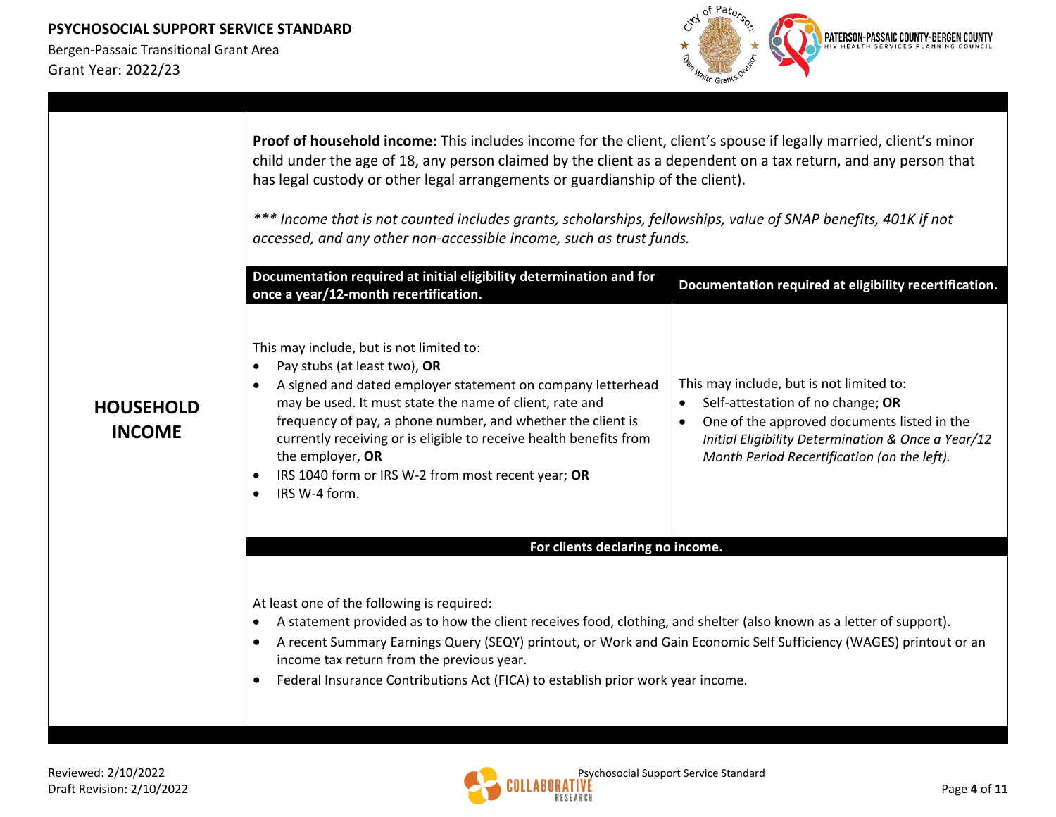## HOUSEHOLD INCOME

**Proof of household income:** This includes income for the client, client's spouse if legally married, client's minor child under the age of 18, any person claimed by the client as a dependent on a tax return, and any person that has legal custody or other legal arrangements or guardianship of the client).

*\*\*\* Income that is not counted includes grants, scholarships, fellowships, value of SNAP benefits, 401K if not accessed, and any other non-accessible income, such as trust funds.*

| Documentation required at initial eligibility determination and for once a year/12-month recertification. | Documentation required at eligibility recertification. |
|---|---|
| This may include, but is not limited to:<br>• Pay stubs (at least two), **OR**<br>• A signed and dated employer statement on company letterhead may be used. It must state the name of client, rate and frequency of pay, a phone number, and whether the client is currently receiving or is eligible to receive health benefits from the employer, **OR**<br>• IRS 1040 form or IRS W-2 from most recent year; **OR**<br>• IRS W-4 form. | This may include, but is not limited to:<br>• Self-attestation of no change; **OR**<br>• One of the approved documents listed in the *Initial Eligibility Determination & Once a Year/12 Month Period Recertification (on the left).* |

**For clients declaring no income.**

At least one of the following is required:

- A statement provided as to how the client receives food, clothing, and shelter (also known as a letter of support).
- A recent Summary Earnings Query (SEQY) printout, or Work and Gain Economic Self Sufficiency (WAGES) printout or an income tax return from the previous year.
- Federal Insurance Contributions Act (FICA) to establish prior work year income.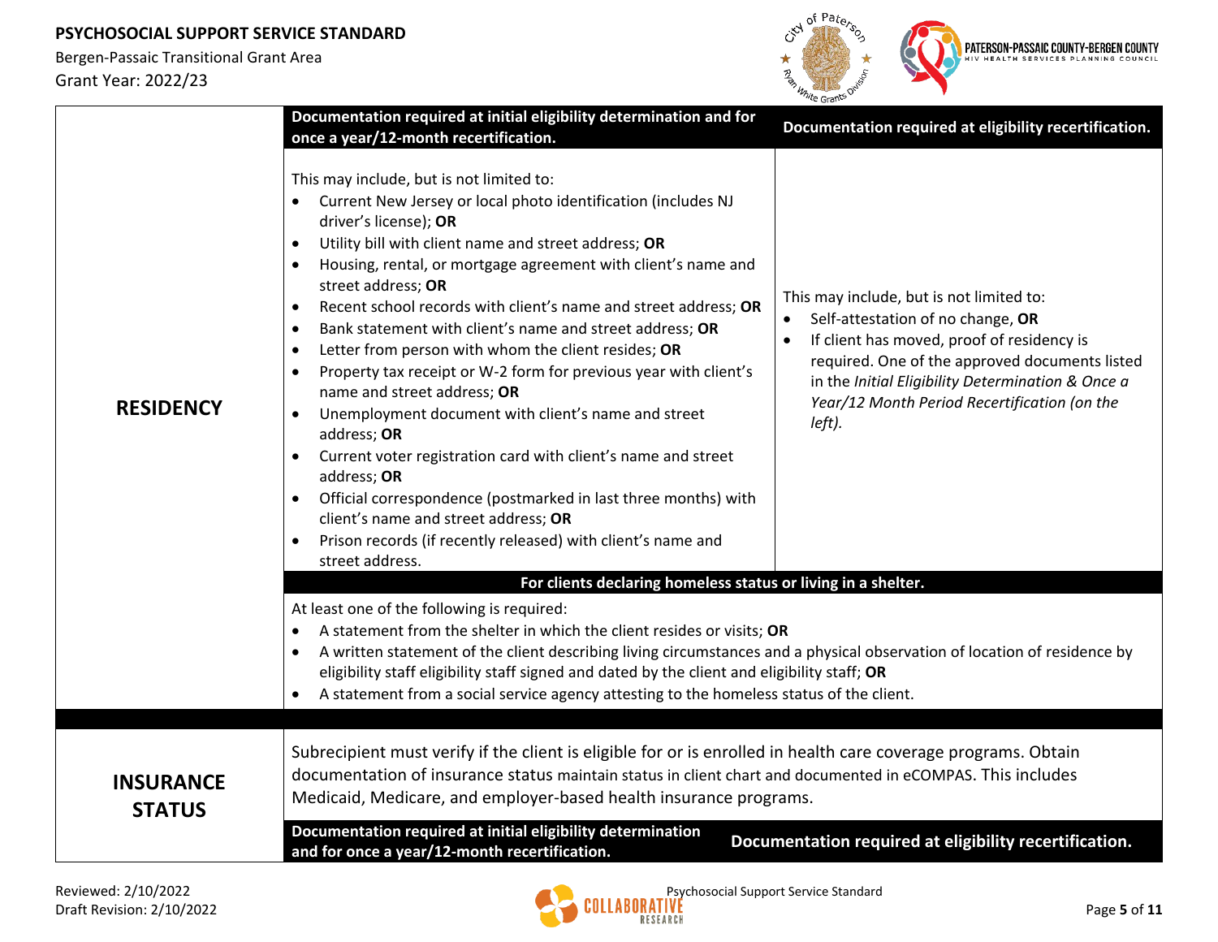| | Documentation required at initial eligibility determination and for once a year/12-month recertification. | Documentation required at eligibility recertification. |
|---|---|---|
| **RESIDENCY** | This may include, but is not limited to:<br>• Current New Jersey or local photo identification (includes NJ driver's license); **OR**<br>• Utility bill with client name and street address; **OR**<br>• Housing, rental, or mortgage agreement with client's name and street address; **OR**<br>• Recent school records with client's name and street address; **OR**<br>• Bank statement with client's name and street address; **OR**<br>• Letter from person with whom the client resides; **OR**<br>• Property tax receipt or W-2 form for previous year with client's name and street address; **OR**<br>• Unemployment document with client's name and street address; **OR**<br>• Current voter registration card with client's name and street address; **OR**<br>• Official correspondence (postmarked in last three months) with client's name and street address; **OR**<br>• Prison records (if recently released) with client's name and street address. | This may include, but is not limited to:<br>• Self-attestation of no change, **OR**<br>• If client has moved, proof of residency is required. One of the approved documents listed in the *Initial Eligibility Determination & Once a Year/12 Month Period Recertification (on the left).* |
| | **For clients declaring homeless status or living in a shelter.** | |
| | At least one of the following is required:<br>• A statement from the shelter in which the client resides or visits; **OR**<br>• A written statement of the client describing living circumstances and a physical observation of location of residence by eligibility staff eligibility staff signed and dated by the client and eligibility staff; **OR**<br>• A statement from a social service agency attesting to the homeless status of the client. | |
| **INSURANCE STATUS** | Subrecipient must verify if the client is eligible for or is enrolled in health care coverage programs. Obtain documentation of insurance status maintain status in client chart and documented in eCOMPAS. This includes Medicaid, Medicare, and employer-based health insurance programs. | |
| | **Documentation required at initial eligibility determination and for once a year/12-month recertification.** | **Documentation required at eligibility recertification.** |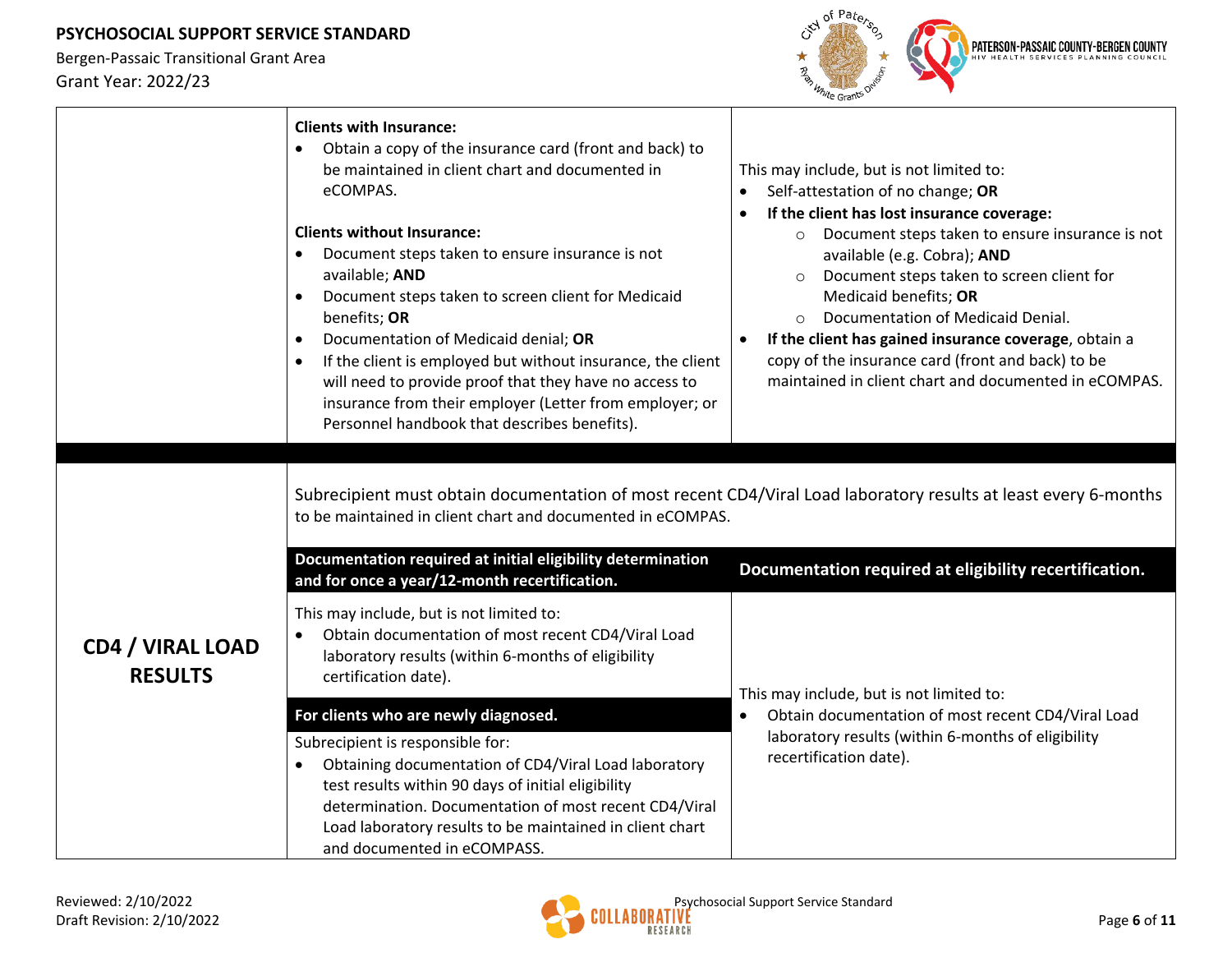| | Documentation required at initial eligibility determination and for once a year/12-month recertification. | Documentation required at eligibility recertification. |
|---|---|---|
| | **Clients with Insurance:**<br>• Obtain a copy of the insurance card (front and back) to be maintained in client chart and documented in eCOMPAS.<br><br>**Clients without Insurance:**<br>• Document steps taken to ensure insurance is not available; **AND**<br>• Document steps taken to screen client for Medicaid benefits; **OR**<br>• Documentation of Medicaid denial; **OR**<br>• If the client is employed but without insurance, the client will need to provide proof that they have no access to insurance from their employer (Letter from employer; or Personnel handbook that describes benefits). | This may include, but is not limited to:<br>• Self-attestation of no change; **OR**<br>• **If the client has lost insurance coverage:**<br>  ○ Document steps taken to ensure insurance is not available (e.g. Cobra); **AND**<br>  ○ Document steps taken to screen client for Medicaid benefits; **OR**<br>  ○ Documentation of Medicaid Denial.<br>• **If the client has gained insurance coverage**, obtain a copy of the insurance card (front and back) to be maintained in client chart and documented in eCOMPAS. |

| **CD4 / VIRAL LOAD RESULTS** | | |
|---|---|---|
| | Subrecipient must obtain documentation of most recent CD4/Viral Load laboratory results at least every 6-months to be maintained in client chart and documented in eCOMPAS. | |
| | **Documentation required at initial eligibility determination and for once a year/12-month recertification.** | **Documentation required at eligibility recertification.** |
| | This may include, but is not limited to:<br>• Obtain documentation of most recent CD4/Viral Load laboratory results (within 6-months of eligibility certification date).<br><br>**For clients who are newly diagnosed.**<br>Subrecipient is responsible for:<br>• Obtaining documentation of CD4/Viral Load laboratory test results within 90 days of initial eligibility determination. Documentation of most recent CD4/Viral Load laboratory results to be maintained in client chart and documented in eCOMPASS. | This may include, but is not limited to:<br>• Obtain documentation of most recent CD4/Viral Load laboratory results (within 6-months of eligibility recertification date). |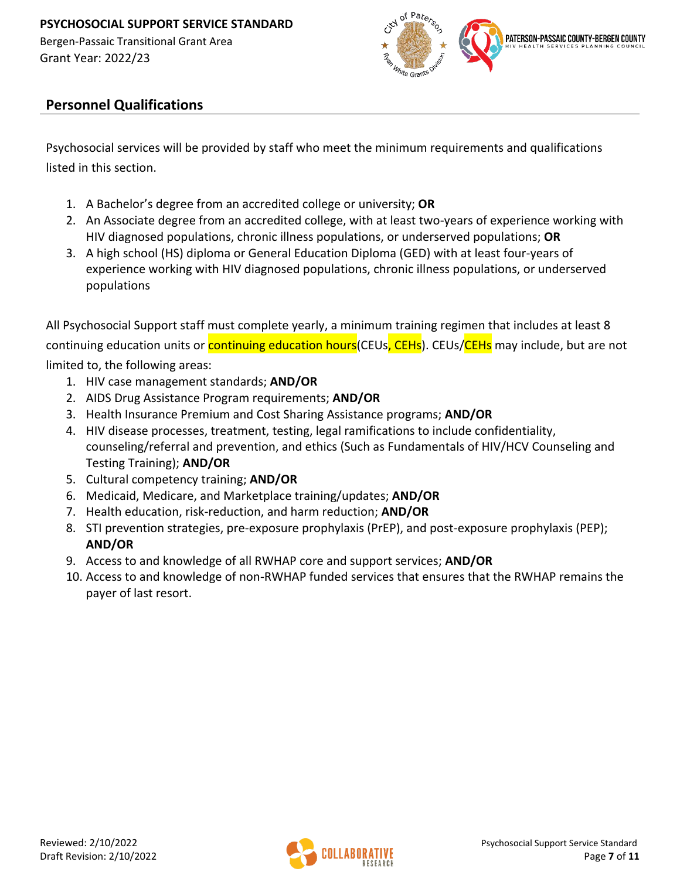## Personnel Qualifications

Psychosocial services will be provided by staff who meet the minimum requirements and qualifications listed in this section.

1. A Bachelor's degree from an accredited college or university; **OR**
2. An Associate degree from an accredited college, with at least two-years of experience working with HIV diagnosed populations, chronic illness populations, or underserved populations; **OR**
3. A high school (HS) diploma or General Education Diploma (GED) with at least four-years of experience working with HIV diagnosed populations, chronic illness populations, or underserved populations

All Psychosocial Support staff must complete yearly, a minimum training regimen that includes at least 8 continuing education units or continuing education hours(CEUs, CEHs). CEUs/CEHs may include, but are not limited to, the following areas:

1. HIV case management standards; **AND/OR**
2. AIDS Drug Assistance Program requirements; **AND/OR**
3. Health Insurance Premium and Cost Sharing Assistance programs; **AND/OR**
4. HIV disease processes, treatment, testing, legal ramifications to include confidentiality, counseling/referral and prevention, and ethics (Such as Fundamentals of HIV/HCV Counseling and Testing Training); **AND/OR**
5. Cultural competency training; **AND/OR**
6. Medicaid, Medicare, and Marketplace training/updates; **AND/OR**
7. Health education, risk-reduction, and harm reduction; **AND/OR**
8. STI prevention strategies, pre-exposure prophylaxis (PrEP), and post-exposure prophylaxis (PEP); **AND/OR**
9. Access to and knowledge of all RWHAP core and support services; **AND/OR**
10. Access to and knowledge of non-RWHAP funded services that ensures that the RWHAP remains the payer of last resort.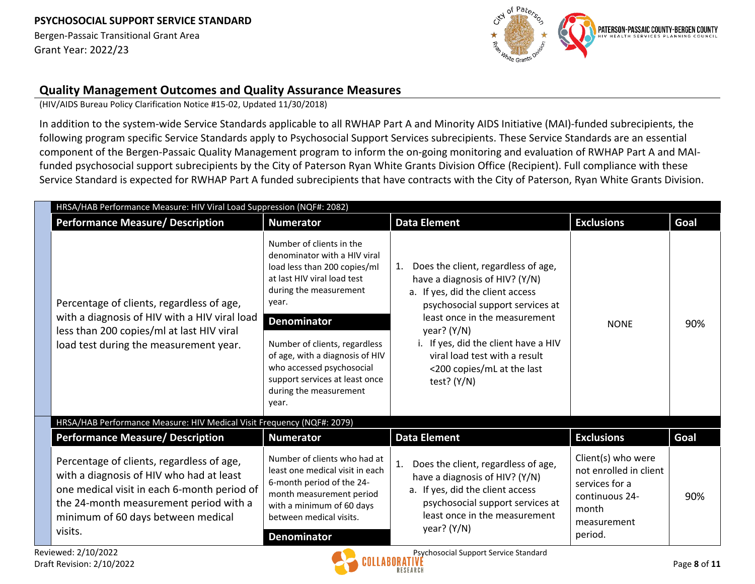## Quality Management Outcomes and Quality Assurance Measures

(HIV/AIDS Bureau Policy Clarification Notice #15-02, Updated 11/30/2018)

In addition to the system-wide Service Standards applicable to all RWHAP Part A and Minority AIDS Initiative (MAI)-funded subrecipients, the following program specific Service Standards apply to Psychosocial Support Services subrecipients. These Service Standards are an essential component of the Bergen-Passaic Quality Management program to inform the on-going monitoring and evaluation of RWHAP Part A and MAI-funded psychosocial support subrecipients by the City of Paterson Ryan White Grants Division Office (Recipient). Full compliance with these Service Standard is expected for RWHAP Part A funded subrecipients that have contracts with the City of Paterson, Ryan White Grants Division.

| HRSA/HAB Performance Measure: HIV Viral Load Suppression (NQF#: 2082) | | | | |
|---|---|---|---|---|
| **Performance Measure/ Description** | **Numerator** | **Data Element** | **Exclusions** | **Goal** |
| Percentage of clients, regardless of age, with a diagnosis of HIV with a HIV viral load less than 200 copies/ml at last HIV viral load test during the measurement year. | Number of clients in the denominator with a HIV viral load less than 200 copies/ml at last HIV viral load test during the measurement year.<br>**Denominator**<br>Number of clients, regardless of age, with a diagnosis of HIV who accessed psychosocial support services at least once during the measurement year. | 1. Does the client, regardless of age, have a diagnosis of HIV? (Y/N)<br>a. If yes, did the client access psychosocial support services at least once in the measurement year? (Y/N)<br>i. If yes, did the client have a HIV viral load test with a result <200 copies/mL at the last test? (Y/N) | NONE | 90% |
| **HRSA/HAB Performance Measure: HIV Medical Visit Frequency (NQF#: 2079)** | | | | |
| **Performance Measure/ Description** | **Numerator** | **Data Element** | **Exclusions** | **Goal** |
| Percentage of clients, regardless of age, with a diagnosis of HIV who had at least one medical visit in each 6-month period of the 24-month measurement period with a minimum of 60 days between medical visits. | Number of clients who had at least one medical visit in each 6-month period of the 24-month measurement period with a minimum of 60 days between medical visits.<br>**Denominator** | 1. Does the client, regardless of age, have a diagnosis of HIV? (Y/N)<br>a. If yes, did the client access psychosocial support services at least once in the measurement year? (Y/N) | Client(s) who were not enrolled in client services for a continuous 24-month measurement period. | 90% |

Reviewed: 2/10/2022
Draft Revision: 2/10/2022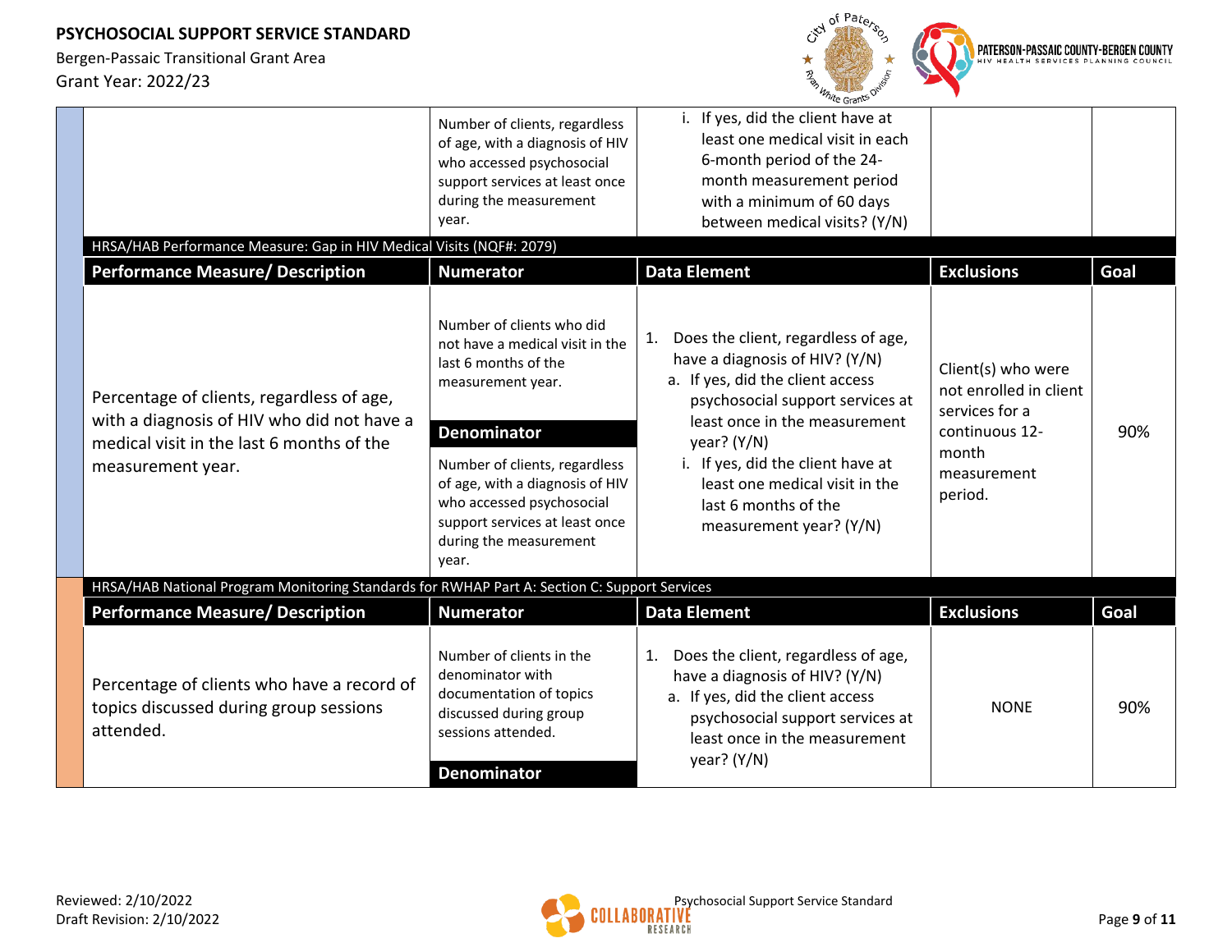| | Number of clients, regardless of age, with a diagnosis of HIV who accessed psychosocial support services at least once during the measurement year. | i. If yes, did the client have at least one medical visit in each 6-month period of the 24-month measurement period with a minimum of 60 days between medical visits? (Y/N) | | |
|---|---|---|---|---|

**HRSA/HAB Performance Measure: Gap in HIV Medical Visits (NQF#: 2079)**

| Performance Measure/ Description | Numerator | Data Element | Exclusions | Goal |
|---|---|---|---|---|
| Percentage of clients, regardless of age, with a diagnosis of HIV who did not have a medical visit in the last 6 months of the measurement year. | Number of clients who did not have a medical visit in the last 6 months of the measurement year.<br><br>**Denominator**<br><br>Number of clients, regardless of age, with a diagnosis of HIV who accessed psychosocial support services at least once during the measurement year. | 1. Does the client, regardless of age, have a diagnosis of HIV? (Y/N)<br>a. If yes, did the client access psychosocial support services at least once in the measurement year? (Y/N)<br>i. If yes, did the client have at least one medical visit in the last 6 months of the measurement year? (Y/N) | Client(s) who were not enrolled in client services for a continuous 12-month measurement period. | 90% |

**HRSA/HAB National Program Monitoring Standards for RWHAP Part A: Section C: Support Services**

| Performance Measure/ Description | Numerator | Data Element | Exclusions | Goal |
|---|---|---|---|---|
| Percentage of clients who have a record of topics discussed during group sessions attended. | Number of clients in the denominator with documentation of topics discussed during group sessions attended.<br><br>**Denominator** | 1. Does the client, regardless of age, have a diagnosis of HIV? (Y/N)<br>a. If yes, did the client access psychosocial support services at least once in the measurement year? (Y/N) | NONE | 90% |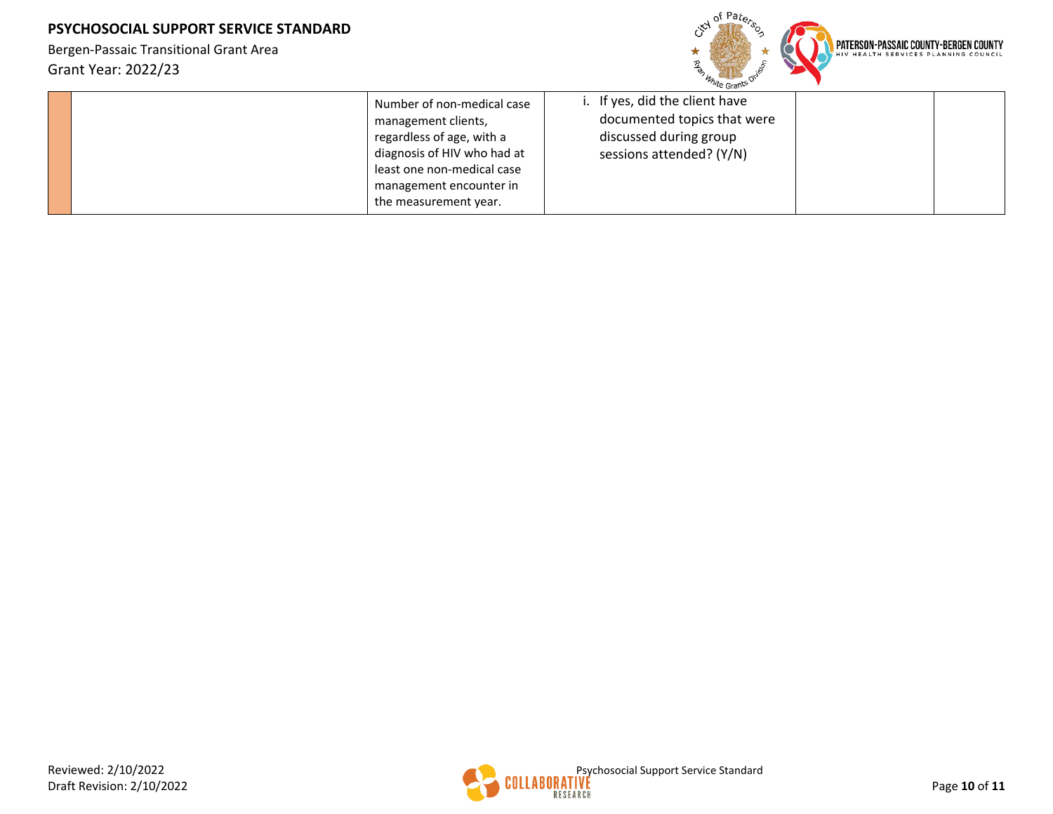| | | | | | |
|---|---|---|---|---|---|
| | | Number of non-medical case management clients, regardless of age, with a diagnosis of HIV who had at least one non-medical case management encounter in the measurement year. | i. If yes, did the client have documented topics that were discussed during group sessions attended? (Y/N) | | |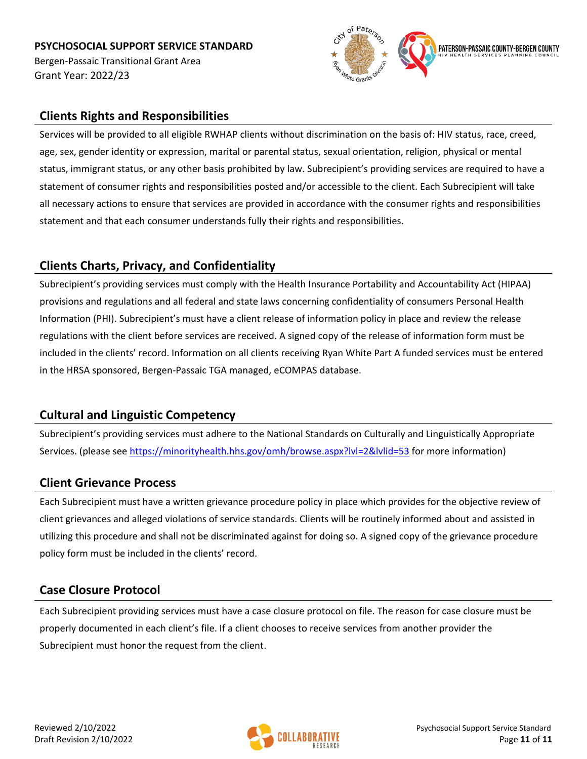## Clients Rights and Responsibilities

Services will be provided to all eligible RWHAP clients without discrimination on the basis of: HIV status, race, creed, age, sex, gender identity or expression, marital or parental status, sexual orientation, religion, physical or mental status, immigrant status, or any other basis prohibited by law. Subrecipient's providing services are required to have a statement of consumer rights and responsibilities posted and/or accessible to the client. Each Subrecipient will take all necessary actions to ensure that services are provided in accordance with the consumer rights and responsibilities statement and that each consumer understands fully their rights and responsibilities.

## Clients Charts, Privacy, and Confidentiality

Subrecipient's providing services must comply with the Health Insurance Portability and Accountability Act (HIPAA) provisions and regulations and all federal and state laws concerning confidentiality of consumers Personal Health Information (PHI). Subrecipient's must have a client release of information policy in place and review the release regulations with the client before services are received. A signed copy of the release of information form must be included in the clients' record. Information on all clients receiving Ryan White Part A funded services must be entered in the HRSA sponsored, Bergen-Passaic TGA managed, eCOMPAS database.

## Cultural and Linguistic Competency

Subrecipient's providing services must adhere to the National Standards on Culturally and Linguistically Appropriate Services. (please see https://minorityhealth.hhs.gov/omh/browse.aspx?lvl=2&lvlid=53 for more information)

## Client Grievance Process

Each Subrecipient must have a written grievance procedure policy in place which provides for the objective review of client grievances and alleged violations of service standards. Clients will be routinely informed about and assisted in utilizing this procedure and shall not be discriminated against for doing so. A signed copy of the grievance procedure policy form must be included in the clients' record.

## Case Closure Protocol

Each Subrecipient providing services must have a case closure protocol on file. The reason for case closure must be properly documented in each client's file. If a client chooses to receive services from another provider the Subrecipient must honor the request from the client.